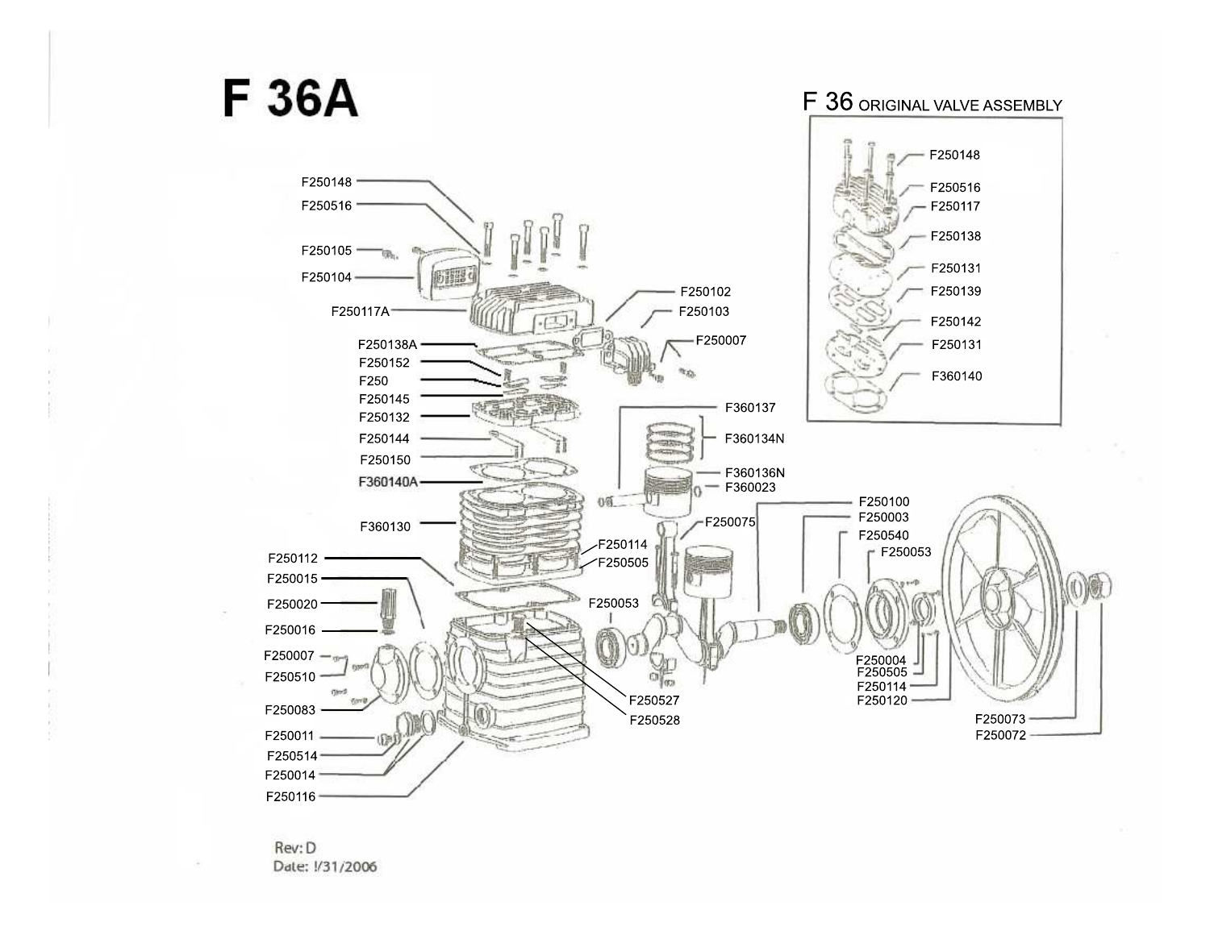# F 36A

## F 36 ORIGINAL VALVE ASSEMBLY

F250148
F250516
F250117
F250138
F250131
F250139
F250142
F250131
F360140

F250148
F250516
F250105
F250104
F250117A
F250138A
F250152
F250
F250145
F250132
F250144
F250150
F360140A
F360130
F250112
F250015
F250020
F250016
F250007
F250510
F250083
F250011
F250514
F250014
F250116

F250102
F250103
F250007
F360137
F360134N
F360136N
F360023
F250075
F250114
F250505
F250053
F250527
F250528

F250100
F250003
F250540
F250053
F250004
F250505
F250114
F250120
F250073
F250072

Rev: D
Date: 1/31/2006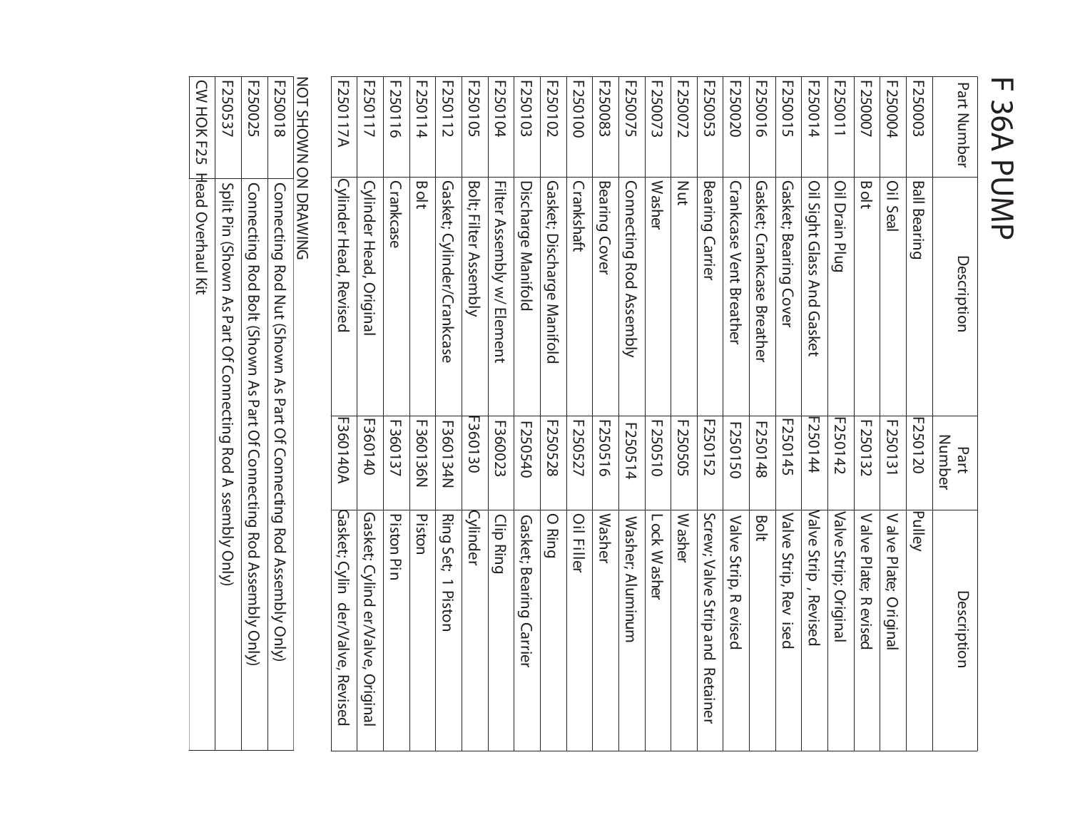# F 36A PUMP

| Part Number | Description | Part Number | Description |
|---|---|---|---|
| F250003 | Ball Bearing | F250120 | Pulley |
| F250004 | Oil Seal | F250131 | Valve Plate; Original |
| F250007 | Bolt | F250132 | Valve Plate; Revised |
| F250011 | Oil Drain Plug | F250142 | Valve Strip; Original |
| F250014 | Oil Sight Glass And Gasket | F250144 | Valve Strip , Revised |
| F250015 | Gasket; Bearing Cover | F250145 | Valve Strip, Revised |
| F250016 | Gasket; Crankcase Breather | F250148 | Bolt |
| F250020 | Crankcase Vent Breather | F250150 | Valve Strip, Revised |
| F250053 | Bearing Carrier | F250152 | Screw; Valve Strip and Retainer |
| F250072 | Nut | F250505 | Washer |
| F250073 | Washer | F250510 | Lock Washer |
| F250075 | Connecting Rod Assembly | F250514 | Washer; Aluminum |
| F250083 | Bearing Cover | F250516 | Washer |
| F250100 | Crankshaft | F250527 | Oil Filler |
| F250102 | Gasket; Discharge Manifold | F250528 | O Ring |
| F250103 | Discharge Manifold | F250540 | Gasket; Bearing Carrier |
| F250104 | Filter Assembly w/ Element | F360023 | Clip Ring |
| F250105 | Bolt; Filter Assembly | F360130 | Cylinder |
| F250112 | Gasket; Cylinder/Crankcase | F360134N | Ring Set; 1 Piston |
| F250114 | Bolt | F360136N | Piston |
| F250116 | Crankcase | F360137 | Piston Pin |
| F250117 | Cylinder Head, Original | F360140 | Gasket; Cylinder/Valve, Original |
| F250117A | Cylinder Head, Revised | F360140A | Gasket; Cylinder/Valve, Revised |

NOT SHOWN ON DRAWING

| | |
|---|---|
| F250018 | Connecting Rod Nut (Shown As Part Of Connecting Rod Assembly Only) |
| F250025 | Connecting Rod Bolt (Shown As Part Of Connecting Rod Assembly Only) |
| F250537 | Split Pin (Shown As Part Of Connecting Rod Assembly Only) |
| CW HOK F25 | Head Overhaul Kit |